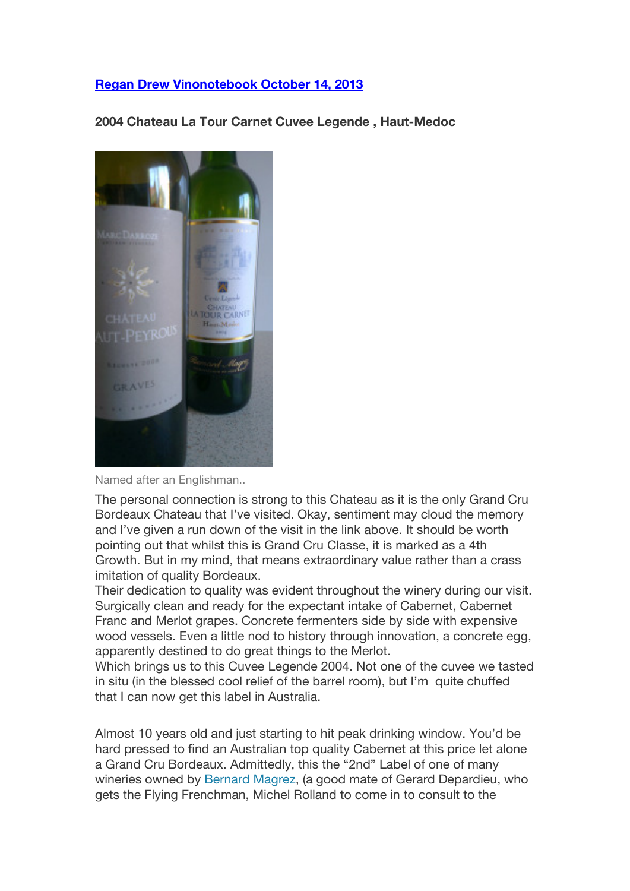**[Regan Drew Vinonotebook October 14, 2013](#)**

**2004 Chateau La Tour Carnet Cuvee Legende , Haut-Medoc**

Named after an Englishman..

The personal connection is strong to this Chateau as it is the only Grand Cru Bordeaux Chateau that I've visited. Okay, sentiment may cloud the memory and I've given a run down of the visit in the link above. It should be worth pointing out that whilst this is Grand Cru Classe, it is marked as a 4th Growth. But in my mind, that means extraordinary value rather than a crass imitation of quality Bordeaux.
Their dedication to quality was evident throughout the winery during our visit. Surgically clean and ready for the expectant intake of Cabernet, Cabernet Franc and Merlot grapes. Concrete fermenters side by side with expensive wood vessels. Even a little nod to history through innovation, a concrete egg, apparently destined to do great things to the Merlot.
Which brings us to this Cuvee Legende 2004. Not one of the cuvee we tasted in situ (in the blessed cool relief of the barrel room), but I'm quite chuffed that I can now get this label in Australia.

Almost 10 years old and just starting to hit peak drinking window. You'd be hard pressed to find an Australian top quality Cabernet at this price let alone a Grand Cru Bordeaux. Admittedly, this the "2nd" Label of one of many wineries owned by Bernard Magrez, (a good mate of Gerard Depardieu, who gets the Flying Frenchman, Michel Rolland to come in to consult to the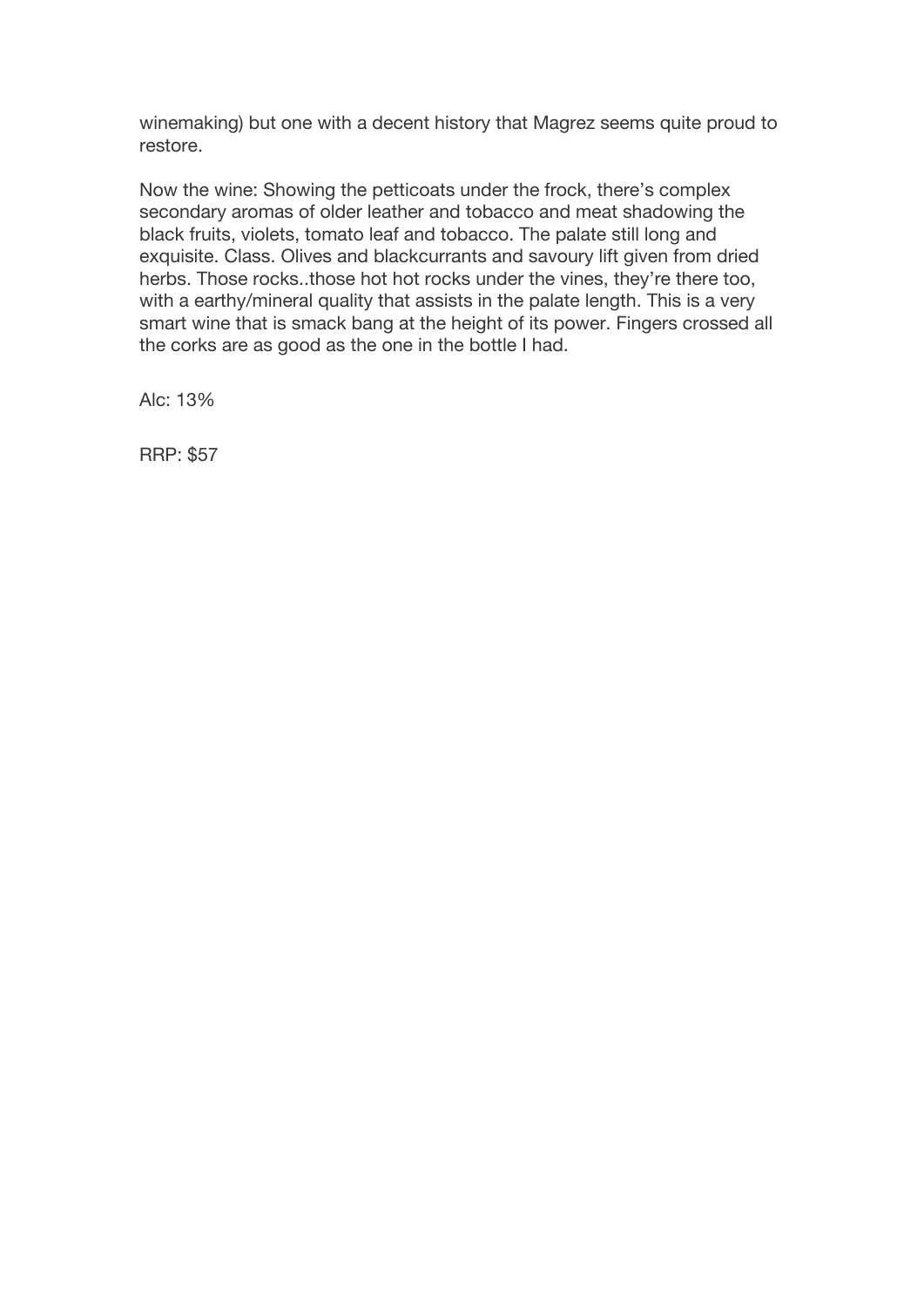winemaking) but one with a decent history that Magrez seems quite proud to restore.

Now the wine: Showing the petticoats under the frock, there's complex secondary aromas of older leather and tobacco and meat shadowing the black fruits, violets, tomato leaf and tobacco. The palate still long and exquisite. Class. Olives and blackcurrants and savoury lift given from dried herbs. Those rocks..those hot hot rocks under the vines, they're there too, with a earthy/mineral quality that assists in the palate length. This is a very smart wine that is smack bang at the height of its power. Fingers crossed all the corks are as good as the one in the bottle I had.

Alc: 13%

RRP: $57